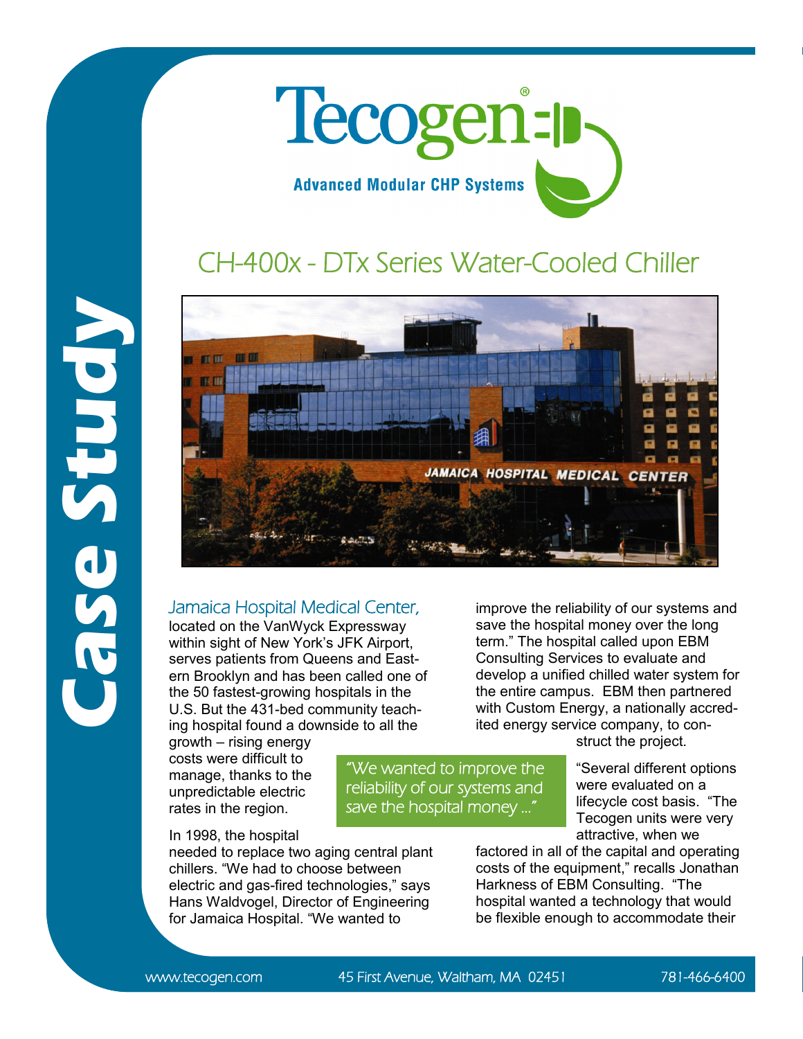# Case Study

# Tecogen®

**Advanced Modular CHP Systems**

## CH-400x - DTx Series Water-Cooled Chiller

*Jamaica Hospital Medical Center,* located on the VanWyck Expressway within sight of New York's JFK Airport, serves patients from Queens and Eastern Brooklyn and has been called one of the 50 fastest-growing hospitals in the U.S. But the 431-bed community teaching hospital found a downside to all the growth – rising energy costs were difficult to manage, thanks to the unpredictable electric rates in the region.

In 1998, the hospital needed to replace two aging central plant chillers. "We had to choose between electric and gas-fired technologies," says Hans Waldvogel, Director of Engineering for Jamaica Hospital. "We wanted to improve the reliability of our systems and save the hospital money over the long term." The hospital called upon EBM Consulting Services to evaluate and develop a unified chilled water system for the entire campus. EBM then partnered with Custom Energy, a nationally accredited energy service company, to construct the project.

> "We wanted to improve the reliability of our systems and save the hospital money ..."

"Several different options were evaluated on a lifecycle cost basis. "The Tecogen units were very attractive, when we factored in all of the capital and operating costs of the equipment," recalls Jonathan Harkness of EBM Consulting. "The hospital wanted a technology that would be flexible enough to accommodate their

www.tecogen.com 45 First Avenue, Waltham, MA 02451 781-466-6400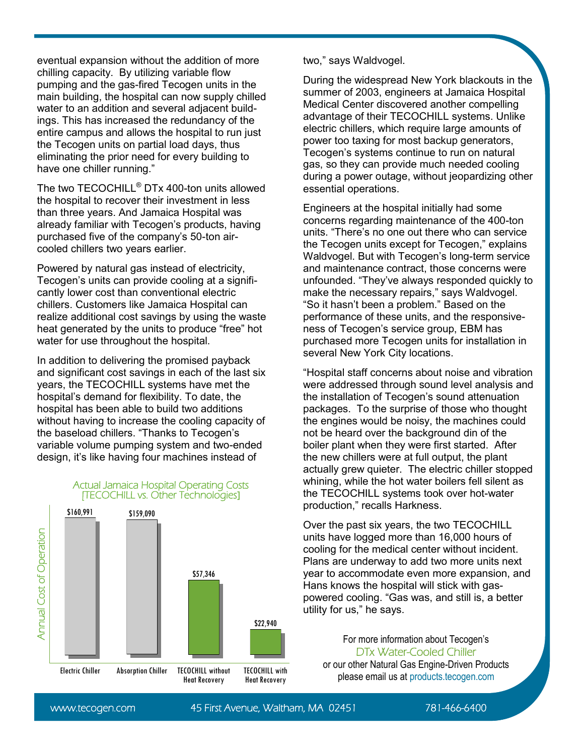eventual expansion without the addition of more chilling capacity. By utilizing variable flow pumping and the gas-fired Tecogen units in the main building, the hospital can now supply chilled water to an addition and several adjacent buildings. This has increased the redundancy of the entire campus and allows the hospital to run just the Tecogen units on partial load days, thus eliminating the prior need for every building to have one chiller running."

The two TECOCHILL® DTx 400-ton units allowed the hospital to recover their investment in less than three years. And Jamaica Hospital was already familiar with Tecogen's products, having purchased five of the company's 50-ton air-cooled chillers two years earlier.

Powered by natural gas instead of electricity, Tecogen's units can provide cooling at a significantly lower cost than conventional electric chillers. Customers like Jamaica Hospital can realize additional cost savings by using the waste heat generated by the units to produce "free" hot water for use throughout the hospital.

In addition to delivering the promised payback and significant cost savings in each of the last six years, the TECOCHILL systems have met the hospital's demand for flexibility. To date, the hospital has been able to build two additions without having to increase the cooling capacity of the baseload chillers. "Thanks to Tecogen's variable volume pumping system and two-ended design, it's like having four machines instead of two," says Waldvogel.

Actual Jamaica Hospital Operating Costs
[TECOCHILL vs. Other Technologies]

Annual Cost of Operation

$160,991
$159,090
$57,346
$22,940

Electric Chiller
Absorption Chiller
TECOCHILL without Heat Recovery
TECOCHILL with Heat Recovery

During the widespread New York blackouts in the summer of 2003, engineers at Jamaica Hospital Medical Center discovered another compelling advantage of their TECOCHILL systems. Unlike electric chillers, which require large amounts of power too taxing for most backup generators, Tecogen's systems continue to run on natural gas, so they can provide much needed cooling during a power outage, without jeopardizing other essential operations.

Engineers at the hospital initially had some concerns regarding maintenance of the 400-ton units. "There's no one out there who can service the Tecogen units except for Tecogen," explains Waldvogel. But with Tecogen's long-term service and maintenance contract, those concerns were unfounded. "They've always responded quickly to make the necessary repairs," says Waldvogel. "So it hasn't been a problem." Based on the performance of these units, and the responsiveness of Tecogen's service group, EBM has purchased more Tecogen units for installation in several New York City locations.

"Hospital staff concerns about noise and vibration were addressed through sound level analysis and the installation of Tecogen's sound attenuation packages. To the surprise of those who thought the engines would be noisy, the machines could not be heard over the background din of the boiler plant when they were first started. After the new chillers were at full output, the plant actually grew quieter. The electric chiller stopped whining, while the hot water boilers fell silent as the TECOCHILL systems took over hot-water production," recalls Harkness.

Over the past six years, the two TECOCHILL units have logged more than 16,000 hours of cooling for the medical center without incident. Plans are underway to add two more units next year to accommodate even more expansion, and Hans knows the hospital will stick with gas-powered cooling. "Gas was, and still is, a better utility for us," he says.

For more information about Tecogen's
DTx Water-Cooled Chiller
or our other Natural Gas Engine-Driven Products
please email us at products.tecogen.com

www.tecogen.com 45 First Avenue, Waltham, MA 02451 781-466-6400